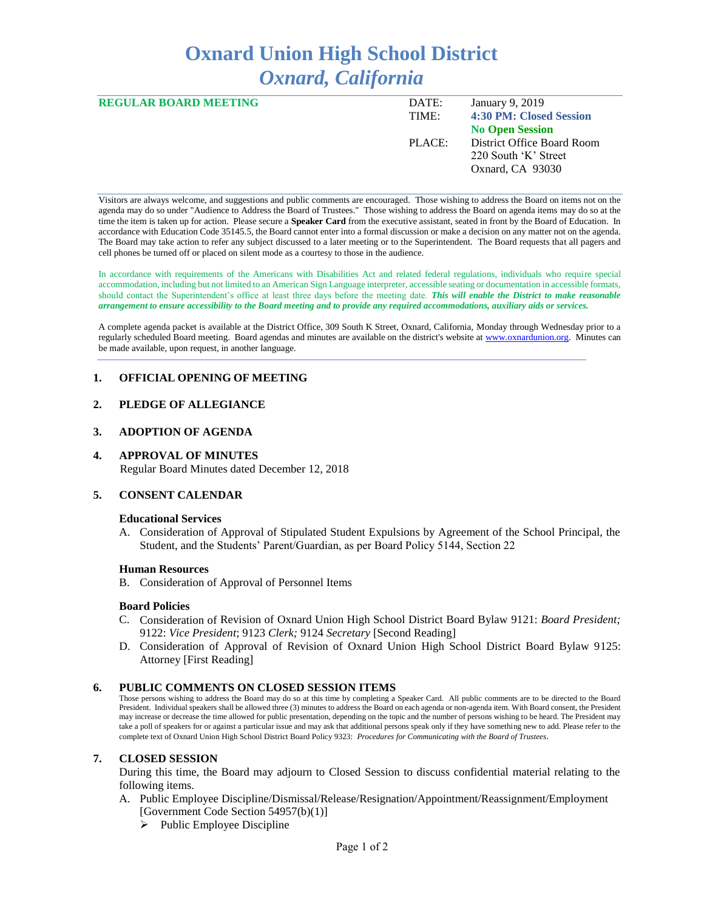# Oxnard Union High School District
## *Oxnard, California*

**REGULAR BOARD MEETING**

DATE: January 9, 2019
TIME: **4:30 PM: Closed Session**
**No Open Session**
PLACE: District Office Board Room
220 South 'K' Street
Oxnard, CA 93030

Visitors are always welcome, and suggestions and public comments are encouraged. Those wishing to address the Board on items not on the agenda may do so under "Audience to Address the Board of Trustees." Those wishing to address the Board on agenda items may do so at the time the item is taken up for action. Please secure a **Speaker Card** from the executive assistant, seated in front by the Board of Education. In accordance with Education Code 35145.5, the Board cannot enter into a formal discussion or make a decision on any matter not on the agenda. The Board may take action to refer any subject discussed to a later meeting or to the Superintendent. The Board requests that all pagers and cell phones be turned off or placed on silent mode as a courtesy to those in the audience.

In accordance with requirements of the Americans with Disabilities Act and related federal regulations, individuals who require special accommodation, including but not limited to an American Sign Language interpreter, accessible seating or documentation in accessible formats, should contact the Superintendent's office at least three days before the meeting date. ***This will enable the District to make reasonable arrangement to ensure accessibility to the Board meeting and to provide any required accommodations, auxiliary aids or services.***

A complete agenda packet is available at the District Office, 309 South K Street, Oxnard, California, Monday through Wednesday prior to a regularly scheduled Board meeting. Board agendas and minutes are available on the district's website at www.oxnardunion.org. Minutes can be made available, upon request, in another language.

1. **OFFICIAL OPENING OF MEETING**

2. **PLEDGE OF ALLEGIANCE**

3. **ADOPTION OF AGENDA**

4. **APPROVAL OF MINUTES**
   Regular Board Minutes dated December 12, 2018

5. **CONSENT CALENDAR**

   **Educational Services**

   A. Consideration of Approval of Stipulated Student Expulsions by Agreement of the School Principal, the Student, and the Students' Parent/Guardian, as per Board Policy 5144, Section 22

   **Human Resources**

   B. Consideration of Approval of Personnel Items

   **Board Policies**

   C. Consideration of Revision of Oxnard Union High School District Board Bylaw 9121: *Board President;* 9122: *Vice President*; 9123 *Clerk;* 9124 *Secretary* [Second Reading]

   D. Consideration of Approval of Revision of Oxnard Union High School District Board Bylaw 9125: Attorney [First Reading]

6. **PUBLIC COMMENTS ON CLOSED SESSION ITEMS**
   Those persons wishing to address the Board may do so at this time by completing a Speaker Card. All public comments are to be directed to the Board President. Individual speakers shall be allowed three (3) minutes to address the Board on each agenda or non-agenda item. With Board consent, the President may increase or decrease the time allowed for public presentation, depending on the topic and the number of persons wishing to be heard. The President may take a poll of speakers for or against a particular issue and may ask that additional persons speak only if they have something new to add. Please refer to the complete text of Oxnard Union High School District Board Policy 9323: *Procedures for Communicating with the Board of Trustees*.

7. **CLOSED SESSION**
   During this time, the Board may adjourn to Closed Session to discuss confidential material relating to the following items.

   A. Public Employee Discipline/Dismissal/Release/Resignation/Appointment/Reassignment/Employment [Government Code Section 54957(b)(1)]
      - Public Employee Discipline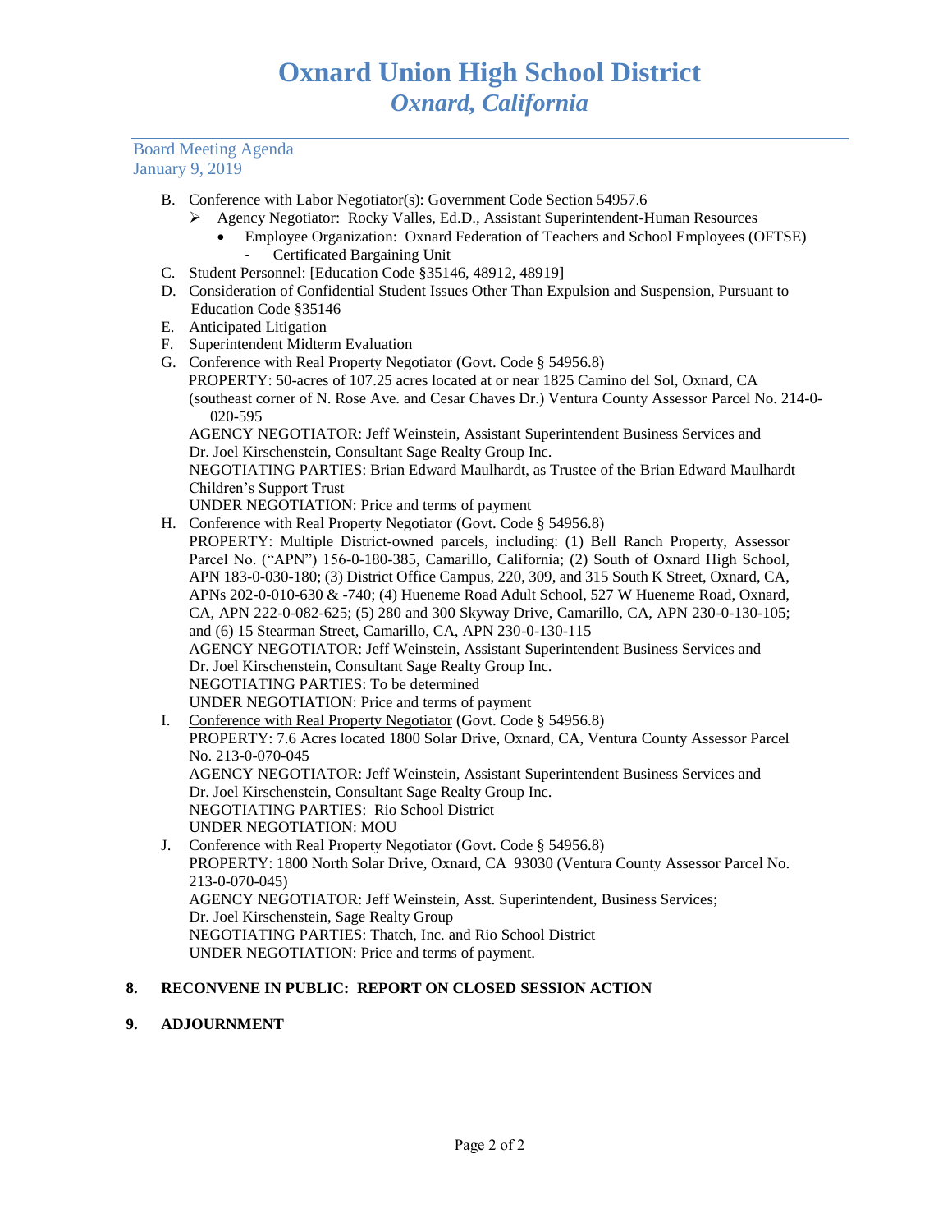# Oxnard Union High School District
## *Oxnard, California*

Board Meeting Agenda
January 9, 2019

B. Conference with Labor Negotiator(s): Government Code Section 54957.6
   - Agency Negotiator: Rocky Valles, Ed.D., Assistant Superintendent-Human Resources
     - Employee Organization: Oxnard Federation of Teachers and School Employees (OFTSE)
       - Certificated Bargaining Unit

C. Student Personnel: [Education Code §35146, 48912, 48919]

D. Consideration of Confidential Student Issues Other Than Expulsion and Suspension, Pursuant to Education Code §35146

E. Anticipated Litigation

F. Superintendent Midterm Evaluation

G. Conference with Real Property Negotiator (Govt. Code § 54956.8)
   PROPERTY: 50-acres of 107.25 acres located at or near 1825 Camino del Sol, Oxnard, CA (southeast corner of N. Rose Ave. and Cesar Chaves Dr.) Ventura County Assessor Parcel No. 214-0-020-595
   AGENCY NEGOTIATOR: Jeff Weinstein, Assistant Superintendent Business Services and Dr. Joel Kirschenstein, Consultant Sage Realty Group Inc.
   NEGOTIATING PARTIES: Brian Edward Maulhardt, as Trustee of the Brian Edward Maulhardt Children's Support Trust
   UNDER NEGOTIATION: Price and terms of payment

H. Conference with Real Property Negotiator (Govt. Code § 54956.8)
   PROPERTY: Multiple District-owned parcels, including: (1) Bell Ranch Property, Assessor Parcel No. ("APN") 156-0-180-385, Camarillo, California; (2) South of Oxnard High School, APN 183-0-030-180; (3) District Office Campus, 220, 309, and 315 South K Street, Oxnard, CA, APNs 202-0-010-630 & -740; (4) Hueneme Road Adult School, 527 W Hueneme Road, Oxnard, CA, APN 222-0-082-625; (5) 280 and 300 Skyway Drive, Camarillo, CA, APN 230-0-130-105; and (6) 15 Stearman Street, Camarillo, CA, APN 230-0-130-115
   AGENCY NEGOTIATOR: Jeff Weinstein, Assistant Superintendent Business Services and Dr. Joel Kirschenstein, Consultant Sage Realty Group Inc.
   NEGOTIATING PARTIES: To be determined
   UNDER NEGOTIATION: Price and terms of payment

I. Conference with Real Property Negotiator (Govt. Code § 54956.8)
   PROPERTY: 7.6 Acres located 1800 Solar Drive, Oxnard, CA, Ventura County Assessor Parcel No. 213-0-070-045
   AGENCY NEGOTIATOR: Jeff Weinstein, Assistant Superintendent Business Services and Dr. Joel Kirschenstein, Consultant Sage Realty Group Inc.
   NEGOTIATING PARTIES: Rio School District
   UNDER NEGOTIATION: MOU

J. Conference with Real Property Negotiator (Govt. Code § 54956.8)
   PROPERTY: 1800 North Solar Drive, Oxnard, CA 93030 (Ventura County Assessor Parcel No. 213-0-070-045)
   AGENCY NEGOTIATOR: Jeff Weinstein, Asst. Superintendent, Business Services; Dr. Joel Kirschenstein, Sage Realty Group
   NEGOTIATING PARTIES: Thatch, Inc. and Rio School District
   UNDER NEGOTIATION: Price and terms of payment.

**8. RECONVENE IN PUBLIC: REPORT ON CLOSED SESSION ACTION**

**9. ADJOURNMENT**